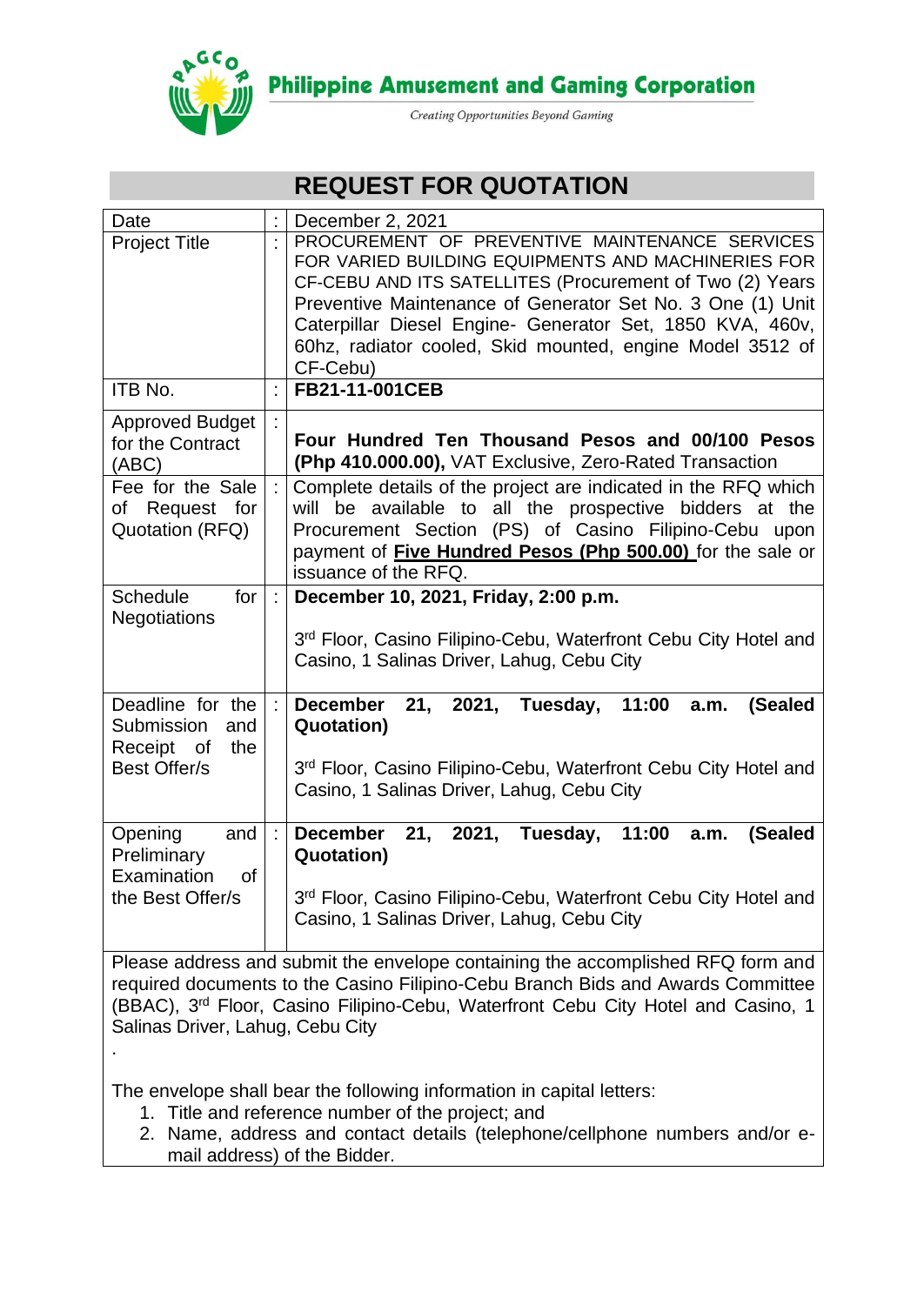Philippine Amusement and Gaming Corporation

*Creating Opportunities Beyond Gaming*

# REQUEST FOR QUOTATION

| | | |
|---|---|---|
| Date | : | December 2, 2021 |
| Project Title | : | PROCUREMENT OF PREVENTIVE MAINTENANCE SERVICES FOR VARIED BUILDING EQUIPMENTS AND MACHINERIES FOR CF-CEBU AND ITS SATELLITES (Procurement of Two (2) Years Preventive Maintenance of Generator Set No. 3 One (1) Unit Caterpillar Diesel Engine- Generator Set, 1850 KVA, 460v, 60hz, radiator cooled, Skid mounted, engine Model 3512 of CF-Cebu) |
| ITB No. | : | **FB21-11-001CEB** |
| Approved Budget for the Contract (ABC) | : | **Four Hundred Ten Thousand Pesos and 00/100 Pesos (Php 410.000.00),** VAT Exclusive, Zero-Rated Transaction |
| Fee for the Sale of Request for Quotation (RFQ) | : | Complete details of the project are indicated in the RFQ which will be available to all the prospective bidders at the Procurement Section (PS) of Casino Filipino-Cebu upon payment of **Five Hundred Pesos (Php 500.00)** for the sale or issuance of the RFQ. |
| Schedule for Negotiations | : | **December 10, 2021, Friday, 2:00 p.m.**<br><br>3rd Floor, Casino Filipino-Cebu, Waterfront Cebu City Hotel and Casino, 1 Salinas Driver, Lahug, Cebu City |
| Deadline for the Submission and Receipt of the Best Offer/s | : | **December 21, 2021, Tuesday, 11:00 a.m. (Sealed Quotation)**<br><br>3rd Floor, Casino Filipino-Cebu, Waterfront Cebu City Hotel and Casino, 1 Salinas Driver, Lahug, Cebu City |
| Opening and Preliminary Examination of the Best Offer/s | : | **December 21, 2021, Tuesday, 11:00 a.m. (Sealed Quotation)**<br><br>3rd Floor, Casino Filipino-Cebu, Waterfront Cebu City Hotel and Casino, 1 Salinas Driver, Lahug, Cebu City |

Please address and submit the envelope containing the accomplished RFQ form and required documents to the Casino Filipino-Cebu Branch Bids and Awards Committee (BBAC), 3rd Floor, Casino Filipino-Cebu, Waterfront Cebu City Hotel and Casino, 1 Salinas Driver, Lahug, Cebu City

.

The envelope shall bear the following information in capital letters:

1. Title and reference number of the project; and
2. Name, address and contact details (telephone/cellphone numbers and/or e-mail address) of the Bidder.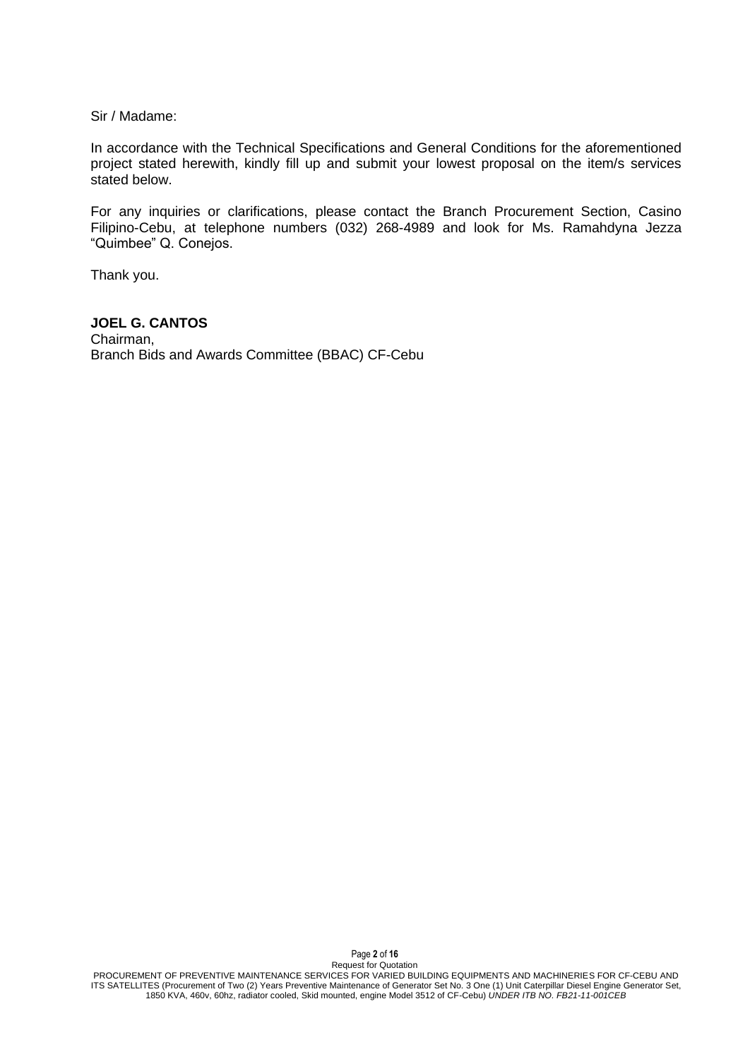Sir / Madame:

In accordance with the Technical Specifications and General Conditions for the aforementioned project stated herewith, kindly fill up and submit your lowest proposal on the item/s services stated below.

For any inquiries or clarifications, please contact the Branch Procurement Section, Casino Filipino-Cebu, at telephone numbers (032) 268-4989 and look for Ms. Ramahdyna Jezza "Quimbee" Q. Conejos.

Thank you.

**JOEL G. CANTOS**
Chairman,
Branch Bids and Awards Committee (BBAC) CF-Cebu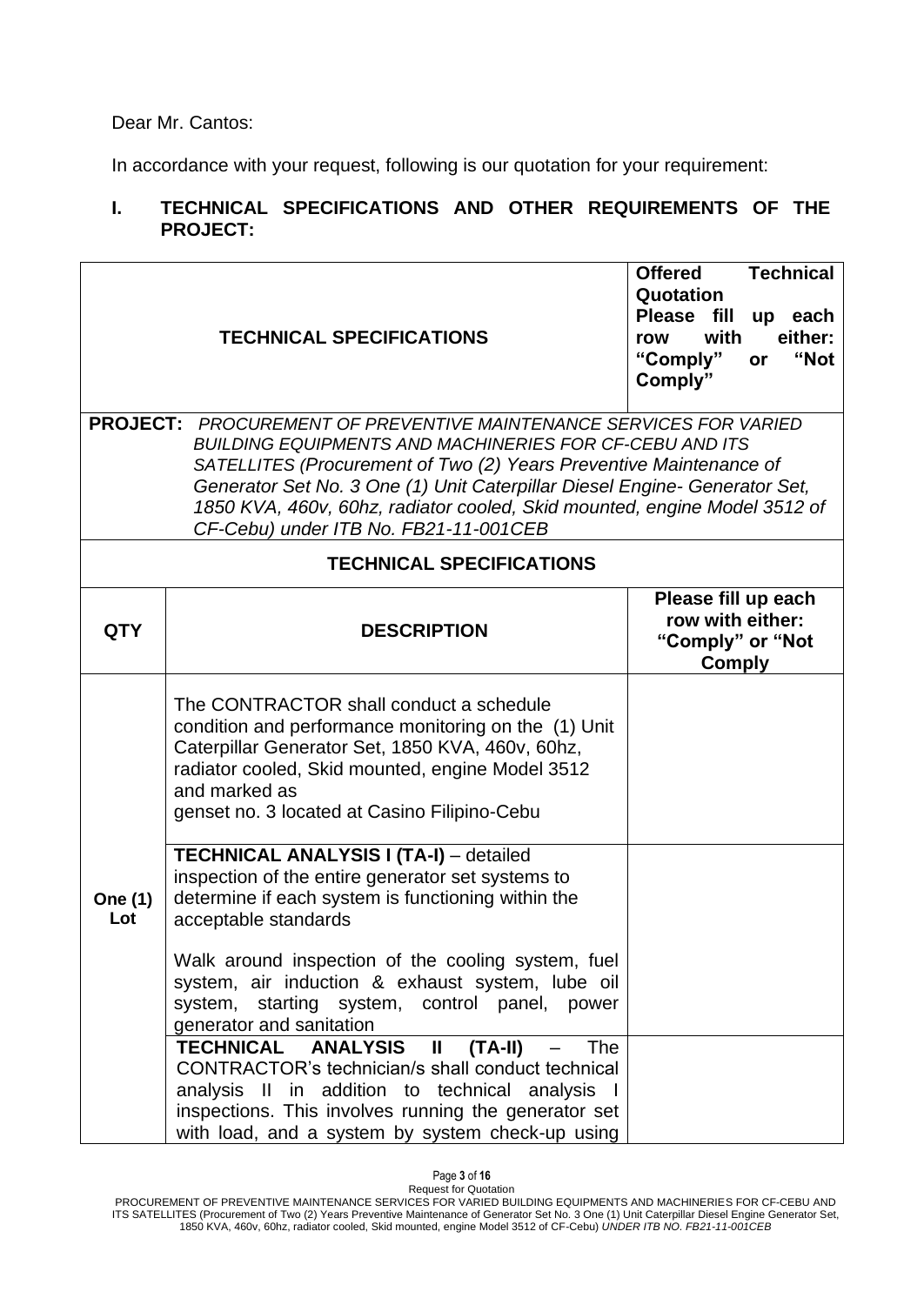Dear Mr. Cantos:

In accordance with your request, following is our quotation for your requirement:

## I. TECHNICAL SPECIFICATIONS AND OTHER REQUIREMENTS OF THE PROJECT:

| TECHNICAL SPECIFICATIONS | | **Offered Technical Quotation Please fill up each row with either: "Comply" or "Not Comply"** |
|---|---|---|
| **PROJECT:** *PROCUREMENT OF PREVENTIVE MAINTENANCE SERVICES FOR VARIED BUILDING EQUIPMENTS AND MACHINERIES FOR CF-CEBU AND ITS SATELLITES (Procurement of Two (2) Years Preventive Maintenance of Generator Set No. 3 One (1) Unit Caterpillar Diesel Engine- Generator Set, 1850 KVA, 460v, 60hz, radiator cooled, Skid mounted, engine Model 3512 of CF-Cebu) under ITB No. FB21-11-001CEB* | | |
| **TECHNICAL SPECIFICATIONS** | | |
| **QTY** | **DESCRIPTION** | **Please fill up each row with either: "Comply" or "Not Comply** |
| | The CONTRACTOR shall conduct a schedule condition and performance monitoring on the (1) Unit Caterpillar Generator Set, 1850 KVA, 460v, 60hz, radiator cooled, Skid mounted, engine Model 3512 and marked as genset no. 3 located at Casino Filipino-Cebu | |
| **One (1) Lot** | **TECHNICAL ANALYSIS I (TA-I)** – detailed inspection of the entire generator set systems to determine if each system is functioning within the acceptable standards<br><br>Walk around inspection of the cooling system, fuel system, air induction & exhaust system, lube oil system, starting system, control panel, power generator and sanitation | |
| | **TECHNICAL ANALYSIS II (TA-II)** – The CONTRACTOR's technician/s shall conduct technical analysis II in addition to technical analysis I inspections. This involves running the generator set with load, and a system by system check-up using | |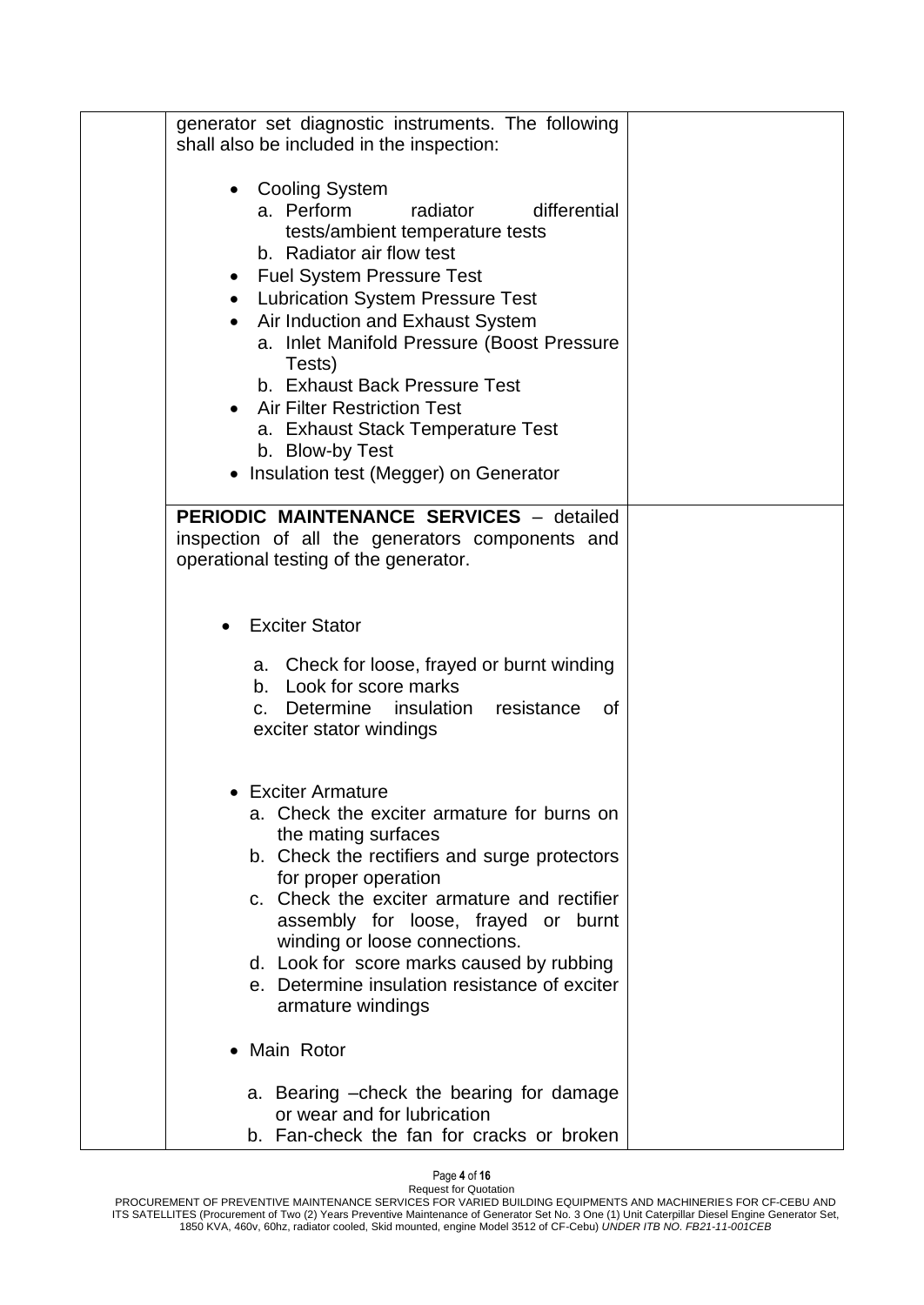| | | |
|---|---|---|
| | generator set diagnostic instruments. The following shall also be included in the inspection:<br><br>• Cooling System<br>  a. Perform radiator differential tests/ambient temperature tests<br>  b. Radiator air flow test<br>• Fuel System Pressure Test<br>• Lubrication System Pressure Test<br>• Air Induction and Exhaust System<br>  a. Inlet Manifold Pressure (Boost Pressure Tests)<br>  b. Exhaust Back Pressure Test<br>• Air Filter Restriction Test<br>  a. Exhaust Stack Temperature Test<br>  b. Blow-by Test<br>• Insulation test (Megger) on Generator | |
| | **PERIODIC MAINTENANCE SERVICES** – detailed inspection of all the generators components and operational testing of the generator.<br><br>• Exciter Stator<br>  a. Check for loose, frayed or burnt winding<br>  b. Look for score marks<br>  c. Determine insulation resistance of exciter stator windings<br><br>• Exciter Armature<br>  a. Check the exciter armature for burns on the mating surfaces<br>  b. Check the rectifiers and surge protectors for proper operation<br>  c. Check the exciter armature and rectifier assembly for loose, frayed or burnt winding or loose connections.<br>  d. Look for score marks caused by rubbing<br>  e. Determine insulation resistance of exciter armature windings<br><br>• Main Rotor<br>  a. Bearing –check the bearing for damage or wear and for lubrication<br>  b. Fan-check the fan for cracks or broken | |

PROCUREMENT OF PREVENTIVE MAINTENANCE SERVICES FOR VARIED BUILDING EQUIPMENTS AND MACHINERIES FOR CF-CEBU AND ITS SATELLITES (Procurement of Two (2) Years Preventive Maintenance of Generator Set No. 3 One (1) Unit Caterpillar Diesel Engine Generator Set, 1850 KVA, 460v, 60hz, radiator cooled, Skid mounted, engine Model 3512 of CF-Cebu) *UNDER ITB NO. FB21-11-001CEB*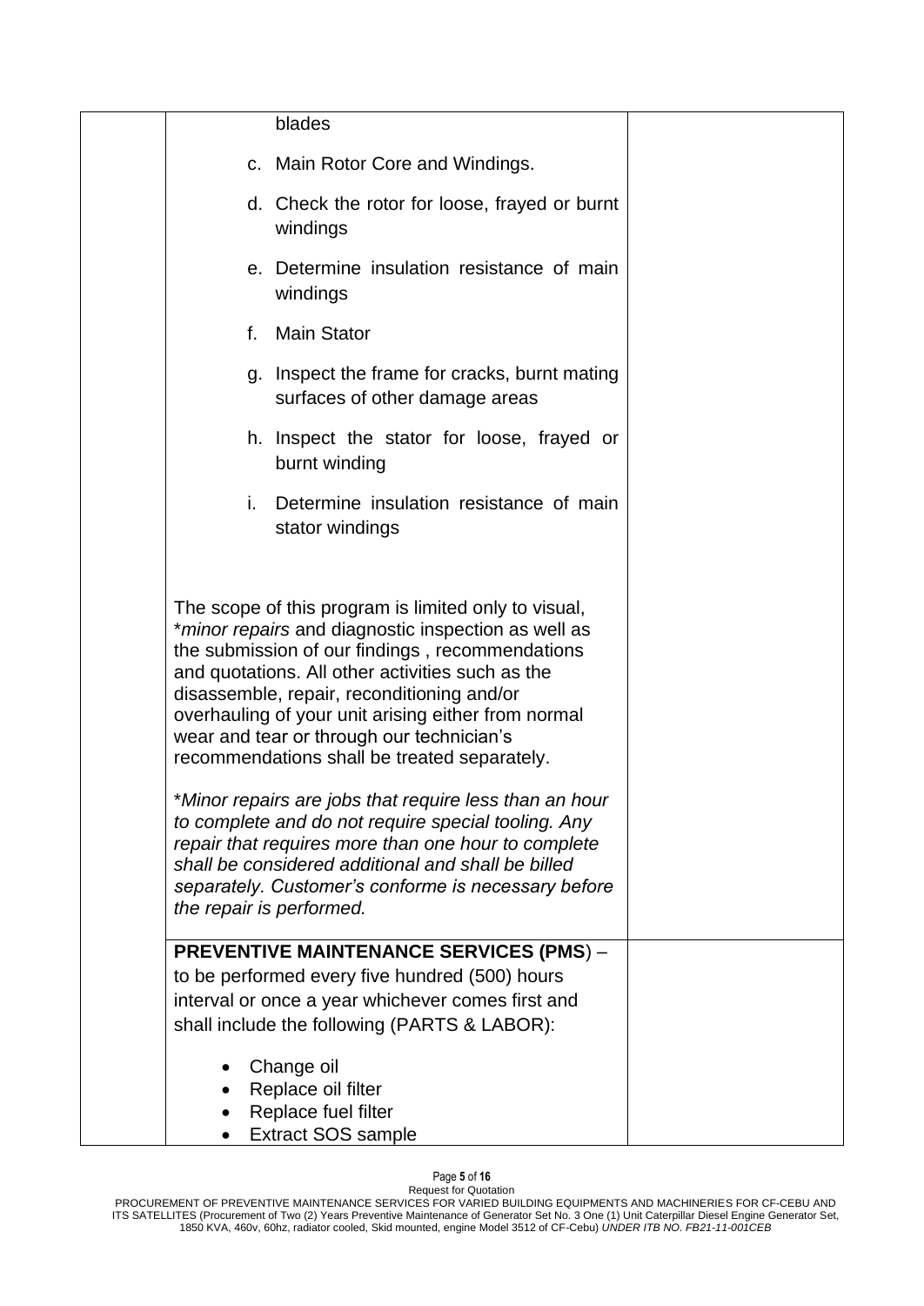| | | |
|---|---|---|
| | blades<br><br>c. Main Rotor Core and Windings.<br><br>d. Check the rotor for loose, frayed or burnt windings<br><br>e. Determine insulation resistance of main windings<br><br>f. Main Stator<br><br>g. Inspect the frame for cracks, burnt mating surfaces of other damage areas<br><br>h. Inspect the stator for loose, frayed or burnt winding<br><br>i. Determine insulation resistance of main stator windings<br><br>The scope of this program is limited only to visual, *\*minor repairs* and diagnostic inspection as well as the submission of our findings , recommendations and quotations. All other activities such as the disassemble, repair, reconditioning and/or overhauling of your unit arising either from normal wear and tear or through our technician's recommendations shall be treated separately.<br><br>*\*Minor repairs are jobs that require less than an hour to complete and do not require special tooling. Any repair that requires more than one hour to complete shall be considered additional and shall be billed separately. Customer's conforme is necessary before the repair is performed.* | |
| | **PREVENTIVE MAINTENANCE SERVICES (PMS**) – to be performed every five hundred (500) hours interval or once a year whichever comes first and shall include the following (PARTS & LABOR):<br><br>• Change oil<br>• Replace oil filter<br>• Replace fuel filter<br>• Extract SOS sample | |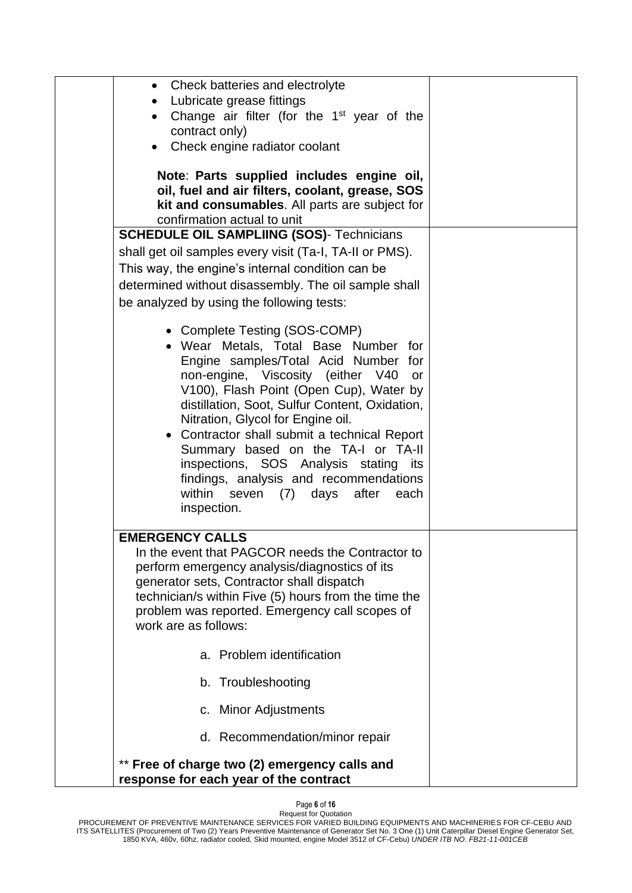| | | |
|---|---|---|
| | • Check batteries and electrolyte<br>• Lubricate grease fittings<br>• Change air filter (for the 1st year of the contract only)<br>• Check engine radiator coolant<br><br>**Note**: **Parts supplied includes engine oil, oil, fuel and air filters, coolant, grease, SOS kit and consumables**. All parts are subject for confirmation actual to unit | |
| | **SCHEDULE OIL SAMPLIING (SOS)**- Technicians shall get oil samples every visit (Ta-I, TA-II or PMS). This way, the engine's internal condition can be determined without disassembly. The oil sample shall be analyzed by using the following tests:<br><br>• Complete Testing (SOS-COMP)<br>• Wear Metals, Total Base Number for Engine samples/Total Acid Number for non-engine, Viscosity (either V40 or V100), Flash Point (Open Cup), Water by distillation, Soot, Sulfur Content, Oxidation, Nitration, Glycol for Engine oil.<br>• Contractor shall submit a technical Report Summary based on the TA-I or TA-II inspections, SOS Analysis stating its findings, analysis and recommendations within seven (7) days after each inspection. | |
| | **EMERGENCY CALLS**<br>In the event that PAGCOR needs the Contractor to perform emergency analysis/diagnostics of its generator sets, Contractor shall dispatch technician/s within Five (5) hours from the time the problem was reported. Emergency call scopes of work are as follows:<br><br>a. Problem identification<br>b. Troubleshooting<br>c. Minor Adjustments<br>d. Recommendation/minor repair<br><br>** **Free of charge two (2) emergency calls and response for each year of the contract** | |

Request for Quotation
PROCUREMENT OF PREVENTIVE MAINTENANCE SERVICES FOR VARIED BUILDING EQUIPMENTS AND MACHINERIES FOR CF-CEBU AND ITS SATELLITES (Procurement of Two (2) Years Preventive Maintenance of Generator Set No. 3 One (1) Unit Caterpillar Diesel Engine Generator Set, 1850 KVA, 460v, 60hz, radiator cooled, Skid mounted, engine Model 3512 of CF-Cebu) *UNDER ITB NO. FB21-11-001CEB*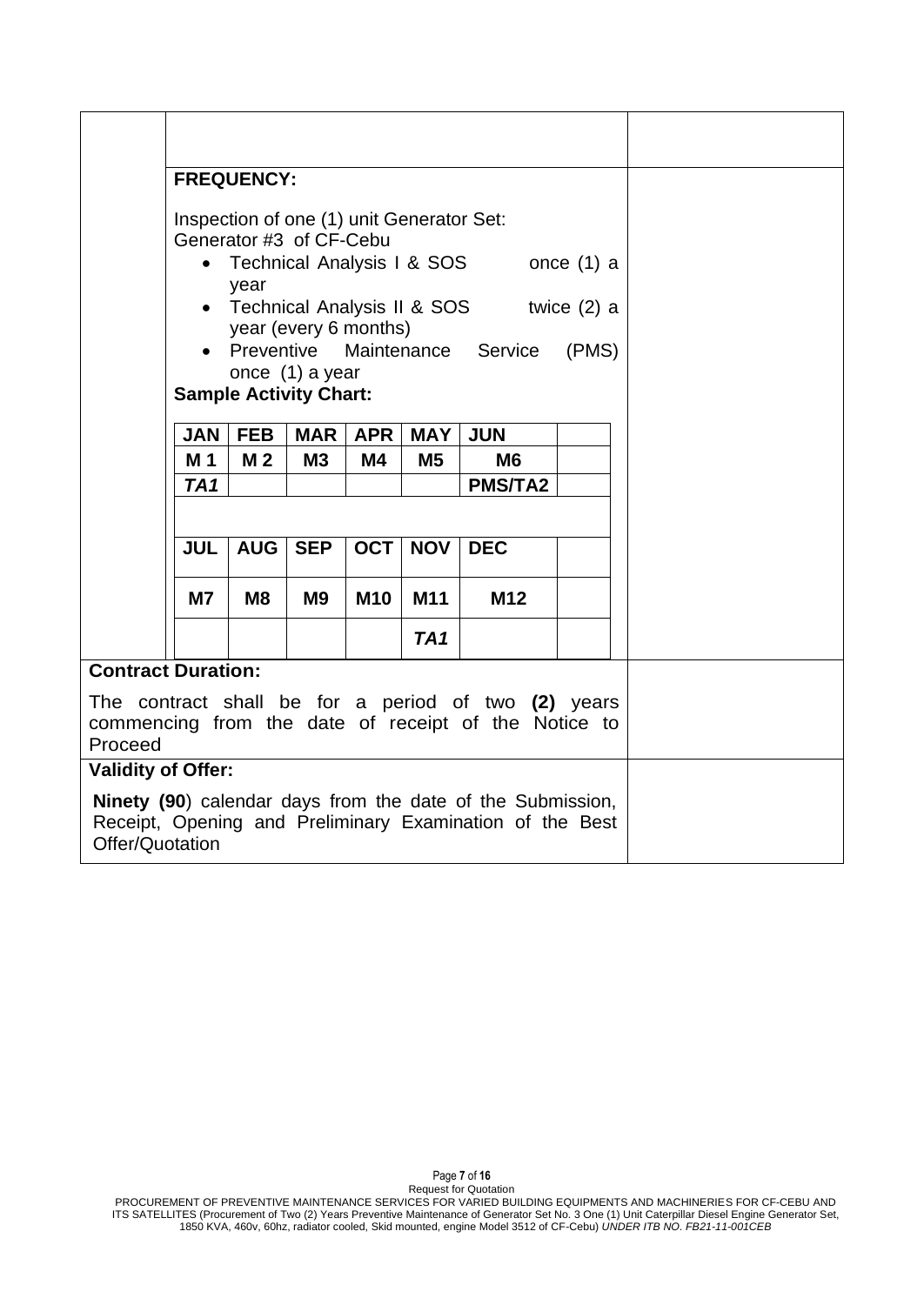**FREQUENCY:**

Inspection of one (1) unit Generator Set:
Generator #3 of CF-Cebu

- Technical Analysis I & SOS once (1) a year
- Technical Analysis II & SOS twice (2) a year (every 6 months)
- Preventive Maintenance Service (PMS) once (1) a year

**Sample Activity Chart:**

| JAN | FEB | MAR | APR | MAY | JUN | |
|---|---|---|---|---|---|---|
| **M 1** | **M 2** | **M3** | **M4** | **M5** | **M6** | |
| ***TA1*** | | | | | **PMS/TA2** | |
| | | | | | | |
| **JUL** | **AUG** | **SEP** | **OCT** | **NOV** | **DEC** | |
| **M7** | **M8** | **M9** | **M10** | **M11** | **M12** | |
| | | | | ***TA1*** | | |

**Contract Duration:**

The contract shall be for a period of two **(2)** years commencing from the date of receipt of the Notice to Proceed

**Validity of Offer:**

**Ninety (90**) calendar days from the date of the Submission, Receipt, Opening and Preliminary Examination of the Best Offer/Quotation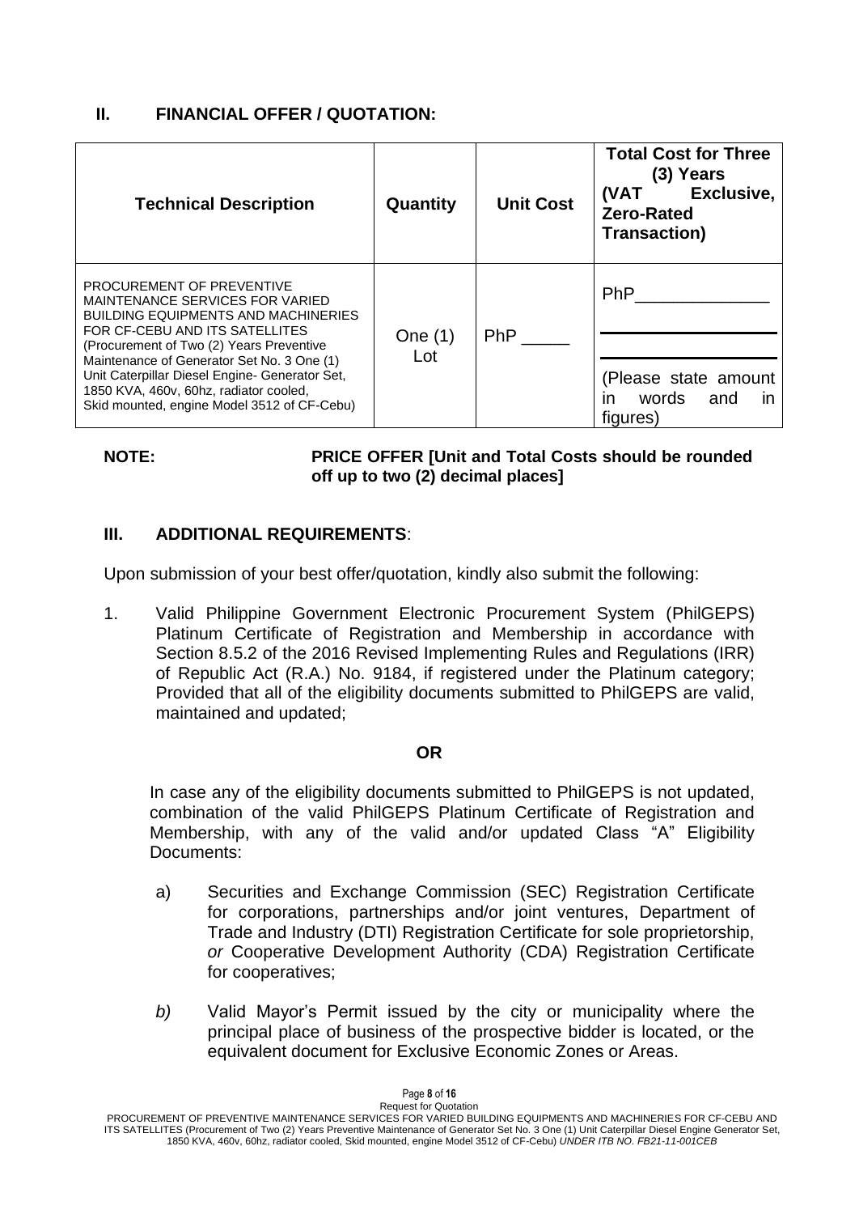## II. FINANCIAL OFFER / QUOTATION:

| Technical Description | Quantity | Unit Cost | Total Cost for Three (3) Years (VAT Exclusive, Zero-Rated Transaction) |
|---|---|---|---|
| PROCUREMENT OF PREVENTIVE MAINTENANCE SERVICES FOR VARIED BUILDING EQUIPMENTS AND MACHINERIES FOR CF-CEBU AND ITS SATELLITES (Procurement of Two (2) Years Preventive Maintenance of Generator Set No. 3 One (1) Unit Caterpillar Diesel Engine- Generator Set, 1850 KVA, 460v, 60hz, radiator cooled, Skid mounted, engine Model 3512 of CF-Cebu) | One (1) Lot | PhP _____ | PhP______________ <br> ______________ <br> ______________ <br> (Please state amount in words and in figures) |

**NOTE:** **PRICE OFFER [Unit and Total Costs should be rounded off up to two (2) decimal places]**

## III. ADDITIONAL REQUIREMENTS:

Upon submission of your best offer/quotation, kindly also submit the following:

1. Valid Philippine Government Electronic Procurement System (PhilGEPS) Platinum Certificate of Registration and Membership in accordance with Section 8.5.2 of the 2016 Revised Implementing Rules and Regulations (IRR) of Republic Act (R.A.) No. 9184, if registered under the Platinum category; Provided that all of the eligibility documents submitted to PhilGEPS are valid, maintained and updated;

   **OR**

   In case any of the eligibility documents submitted to PhilGEPS is not updated, combination of the valid PhilGEPS Platinum Certificate of Registration and Membership, with any of the valid and/or updated Class "A" Eligibility Documents:

   a) Securities and Exchange Commission (SEC) Registration Certificate for corporations, partnerships and/or joint ventures, Department of Trade and Industry (DTI) Registration Certificate for sole proprietorship, *or* Cooperative Development Authority (CDA) Registration Certificate for cooperatives;

   *b)* Valid Mayor's Permit issued by the city or municipality where the principal place of business of the prospective bidder is located, or the equivalent document for Exclusive Economic Zones or Areas.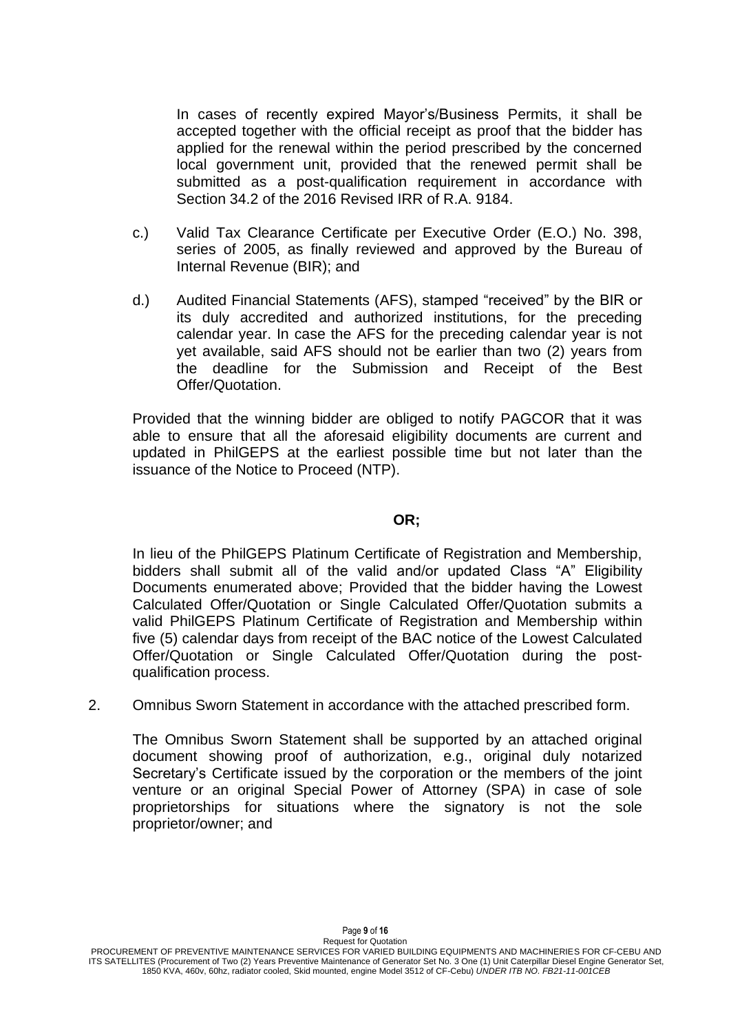In cases of recently expired Mayor's/Business Permits, it shall be accepted together with the official receipt as proof that the bidder has applied for the renewal within the period prescribed by the concerned local government unit, provided that the renewed permit shall be submitted as a post-qualification requirement in accordance with Section 34.2 of the 2016 Revised IRR of R.A. 9184.

c.) Valid Tax Clearance Certificate per Executive Order (E.O.) No. 398, series of 2005, as finally reviewed and approved by the Bureau of Internal Revenue (BIR); and

d.) Audited Financial Statements (AFS), stamped "received" by the BIR or its duly accredited and authorized institutions, for the preceding calendar year. In case the AFS for the preceding calendar year is not yet available, said AFS should not be earlier than two (2) years from the deadline for the Submission and Receipt of the Best Offer/Quotation.

Provided that the winning bidder are obliged to notify PAGCOR that it was able to ensure that all the aforesaid eligibility documents are current and updated in PhilGEPS at the earliest possible time but not later than the issuance of the Notice to Proceed (NTP).

**OR;**

In lieu of the PhilGEPS Platinum Certificate of Registration and Membership, bidders shall submit all of the valid and/or updated Class "A" Eligibility Documents enumerated above; Provided that the bidder having the Lowest Calculated Offer/Quotation or Single Calculated Offer/Quotation submits a valid PhilGEPS Platinum Certificate of Registration and Membership within five (5) calendar days from receipt of the BAC notice of the Lowest Calculated Offer/Quotation or Single Calculated Offer/Quotation during the post-qualification process.

2. Omnibus Sworn Statement in accordance with the attached prescribed form.

   The Omnibus Sworn Statement shall be supported by an attached original document showing proof of authorization, e.g., original duly notarized Secretary's Certificate issued by the corporation or the members of the joint venture or an original Special Power of Attorney (SPA) in case of sole proprietorships for situations where the signatory is not the sole proprietor/owner; and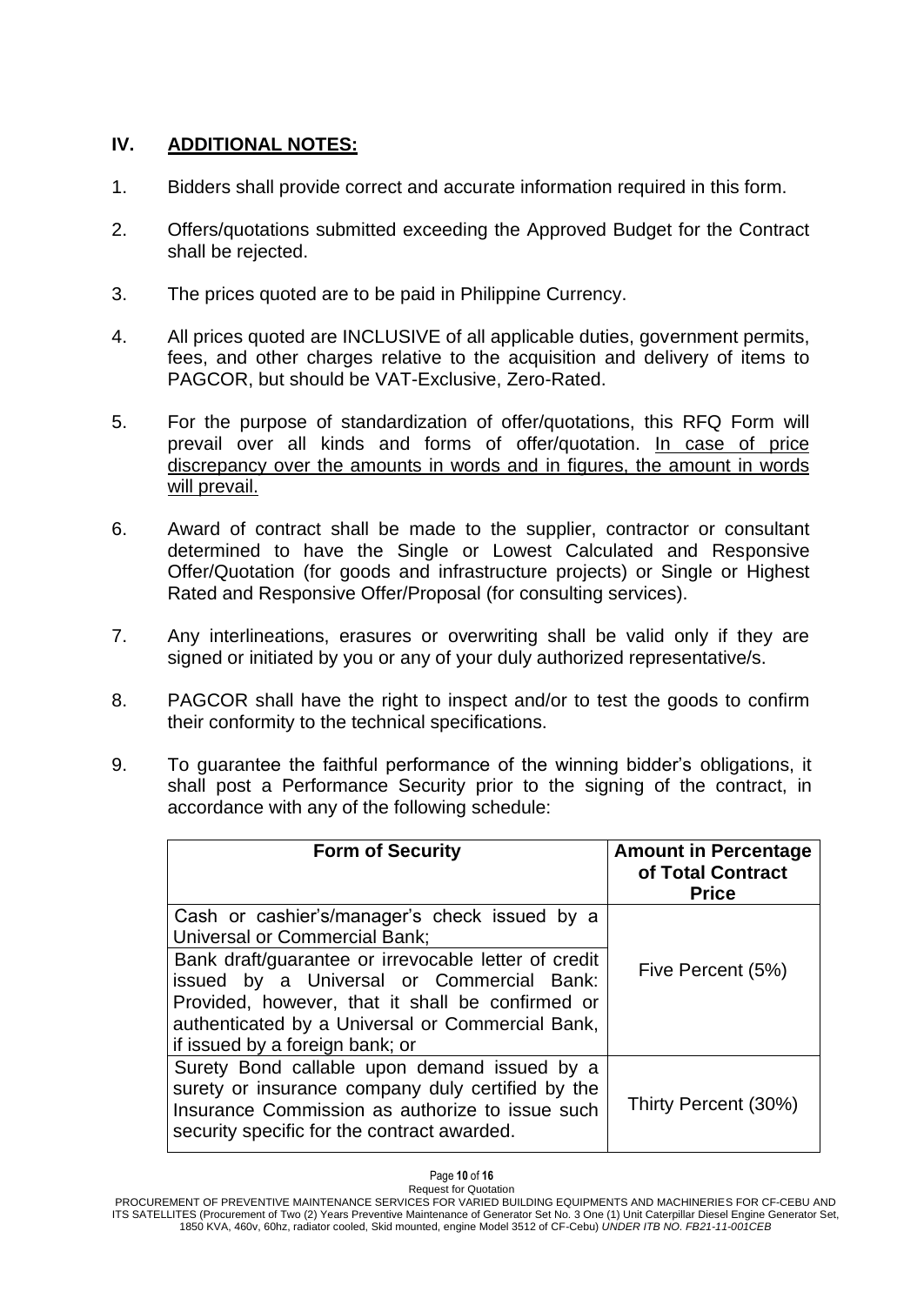## IV. ADDITIONAL NOTES:

1. Bidders shall provide correct and accurate information required in this form.

2. Offers/quotations submitted exceeding the Approved Budget for the Contract shall be rejected.

3. The prices quoted are to be paid in Philippine Currency.

4. All prices quoted are INCLUSIVE of all applicable duties, government permits, fees, and other charges relative to the acquisition and delivery of items to PAGCOR, but should be VAT-Exclusive, Zero-Rated.

5. For the purpose of standardization of offer/quotations, this RFQ Form will prevail over all kinds and forms of offer/quotation. <u>In case of price discrepancy over the amounts in words and in figures, the amount in words will prevail.</u>

6. Award of contract shall be made to the supplier, contractor or consultant determined to have the Single or Lowest Calculated and Responsive Offer/Quotation (for goods and infrastructure projects) or Single or Highest Rated and Responsive Offer/Proposal (for consulting services).

7. Any interlineations, erasures or overwriting shall be valid only if they are signed or initiated by you or any of your duly authorized representative/s.

8. PAGCOR shall have the right to inspect and/or to test the goods to confirm their conformity to the technical specifications.

9. To guarantee the faithful performance of the winning bidder's obligations, it shall post a Performance Security prior to the signing of the contract, in accordance with any of the following schedule:

| Form of Security | Amount in Percentage of Total Contract Price |
|---|---|
| Cash or cashier's/manager's check issued by a Universal or Commercial Bank;<br>Bank draft/guarantee or irrevocable letter of credit issued by a Universal or Commercial Bank: Provided, however, that it shall be confirmed or authenticated by a Universal or Commercial Bank, if issued by a foreign bank; or | Five Percent (5%) |
| Surety Bond callable upon demand issued by a surety or insurance company duly certified by the Insurance Commission as authorize to issue such security specific for the contract awarded. | Thirty Percent (30%) |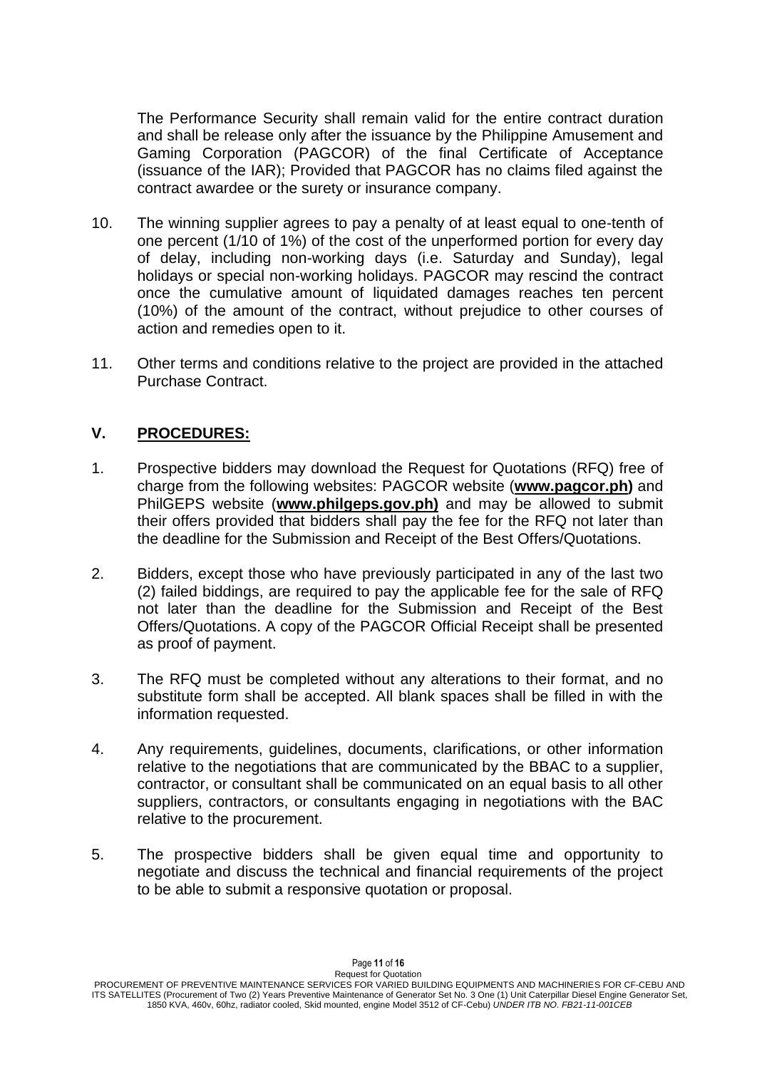The Performance Security shall remain valid for the entire contract duration and shall be release only after the issuance by the Philippine Amusement and Gaming Corporation (PAGCOR) of the final Certificate of Acceptance (issuance of the IAR); Provided that PAGCOR has no claims filed against the contract awardee or the surety or insurance company.

10. The winning supplier agrees to pay a penalty of at least equal to one-tenth of one percent (1/10 of 1%) of the cost of the unperformed portion for every day of delay, including non-working days (i.e. Saturday and Sunday), legal holidays or special non-working holidays. PAGCOR may rescind the contract once the cumulative amount of liquidated damages reaches ten percent (10%) of the amount of the contract, without prejudice to other courses of action and remedies open to it.

11. Other terms and conditions relative to the project are provided in the attached Purchase Contract.

## V. PROCEDURES:

1. Prospective bidders may download the Request for Quotations (RFQ) free of charge from the following websites: PAGCOR website (**www.pagcor.ph)** and PhilGEPS website (**www.philgeps.gov.ph)** and may be allowed to submit their offers provided that bidders shall pay the fee for the RFQ not later than the deadline for the Submission and Receipt of the Best Offers/Quotations.

2. Bidders, except those who have previously participated in any of the last two (2) failed biddings, are required to pay the applicable fee for the sale of RFQ not later than the deadline for the Submission and Receipt of the Best Offers/Quotations. A copy of the PAGCOR Official Receipt shall be presented as proof of payment.

3. The RFQ must be completed without any alterations to their format, and no substitute form shall be accepted. All blank spaces shall be filled in with the information requested.

4. Any requirements, guidelines, documents, clarifications, or other information relative to the negotiations that are communicated by the BBAC to a supplier, contractor, or consultant shall be communicated on an equal basis to all other suppliers, contractors, or consultants engaging in negotiations with the BAC relative to the procurement.

5. The prospective bidders shall be given equal time and opportunity to negotiate and discuss the technical and financial requirements of the project to be able to submit a responsive quotation or proposal.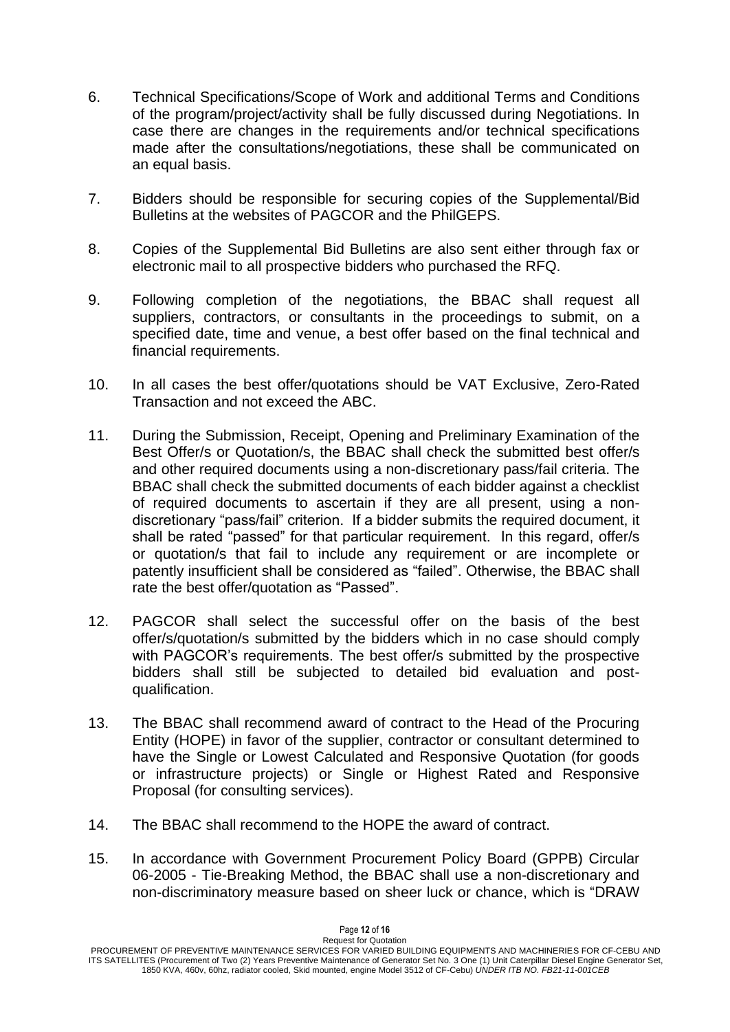6. Technical Specifications/Scope of Work and additional Terms and Conditions of the program/project/activity shall be fully discussed during Negotiations. In case there are changes in the requirements and/or technical specifications made after the consultations/negotiations, these shall be communicated on an equal basis.

7. Bidders should be responsible for securing copies of the Supplemental/Bid Bulletins at the websites of PAGCOR and the PhilGEPS.

8. Copies of the Supplemental Bid Bulletins are also sent either through fax or electronic mail to all prospective bidders who purchased the RFQ.

9. Following completion of the negotiations, the BBAC shall request all suppliers, contractors, or consultants in the proceedings to submit, on a specified date, time and venue, a best offer based on the final technical and financial requirements.

10. In all cases the best offer/quotations should be VAT Exclusive, Zero-Rated Transaction and not exceed the ABC.

11. During the Submission, Receipt, Opening and Preliminary Examination of the Best Offer/s or Quotation/s, the BBAC shall check the submitted best offer/s and other required documents using a non-discretionary pass/fail criteria. The BBAC shall check the submitted documents of each bidder against a checklist of required documents to ascertain if they are all present, using a non-discretionary "pass/fail" criterion. If a bidder submits the required document, it shall be rated "passed" for that particular requirement. In this regard, offer/s or quotation/s that fail to include any requirement or are incomplete or patently insufficient shall be considered as "failed". Otherwise, the BBAC shall rate the best offer/quotation as "Passed".

12. PAGCOR shall select the successful offer on the basis of the best offer/s/quotation/s submitted by the bidders which in no case should comply with PAGCOR's requirements. The best offer/s submitted by the prospective bidders shall still be subjected to detailed bid evaluation and post-qualification.

13. The BBAC shall recommend award of contract to the Head of the Procuring Entity (HOPE) in favor of the supplier, contractor or consultant determined to have the Single or Lowest Calculated and Responsive Quotation (for goods or infrastructure projects) or Single or Highest Rated and Responsive Proposal (for consulting services).

14. The BBAC shall recommend to the HOPE the award of contract.

15. In accordance with Government Procurement Policy Board (GPPB) Circular 06-2005 - Tie-Breaking Method, the BBAC shall use a non-discretionary and non-discriminatory measure based on sheer luck or chance, which is "DRAW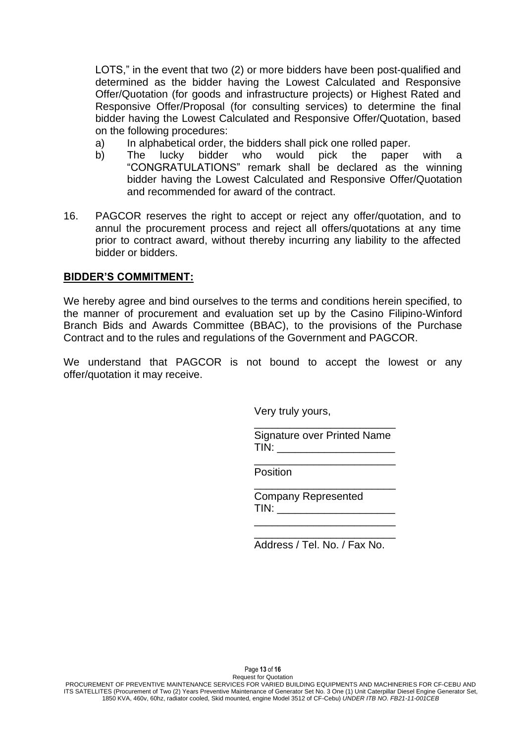LOTS," in the event that two (2) or more bidders have been post-qualified and determined as the bidder having the Lowest Calculated and Responsive Offer/Quotation (for goods and infrastructure projects) or Highest Rated and Responsive Offer/Proposal (for consulting services) to determine the final bidder having the Lowest Calculated and Responsive Offer/Quotation, based on the following procedures:

a) In alphabetical order, the bidders shall pick one rolled paper.
b) The lucky bidder who would pick the paper with a "CONGRATULATIONS" remark shall be declared as the winning bidder having the Lowest Calculated and Responsive Offer/Quotation and recommended for award of the contract.

16. PAGCOR reserves the right to accept or reject any offer/quotation, and to annul the procurement process and reject all offers/quotations at any time prior to contract award, without thereby incurring any liability to the affected bidder or bidders.

**BIDDER'S COMMITMENT:**

We hereby agree and bind ourselves to the terms and conditions herein specified, to the manner of procurement and evaluation set up by the Casino Filipino-Winford Branch Bids and Awards Committee (BBAC), to the provisions of the Purchase Contract and to the rules and regulations of the Government and PAGCOR.

We understand that PAGCOR is not bound to accept the lowest or any offer/quotation it may receive.

Very truly yours,

\_\_\_\_\_\_\_\_\_\_\_\_\_\_\_\_\_\_\_\_\_\_\_\_
Signature over Printed Name
TIN: \_\_\_\_\_\_\_\_\_\_\_\_\_\_\_\_\_\_\_\_

\_\_\_\_\_\_\_\_\_\_\_\_\_\_\_\_\_\_\_\_\_\_\_\_
Position

\_\_\_\_\_\_\_\_\_\_\_\_\_\_\_\_\_\_\_\_\_\_\_\_
Company Represented
TIN: \_\_\_\_\_\_\_\_\_\_\_\_\_\_\_\_\_\_\_\_

\_\_\_\_\_\_\_\_\_\_\_\_\_\_\_\_\_\_\_\_\_\_\_\_
\_\_\_\_\_\_\_\_\_\_\_\_\_\_\_\_\_\_\_\_\_\_\_\_
Address / Tel. No. / Fax No.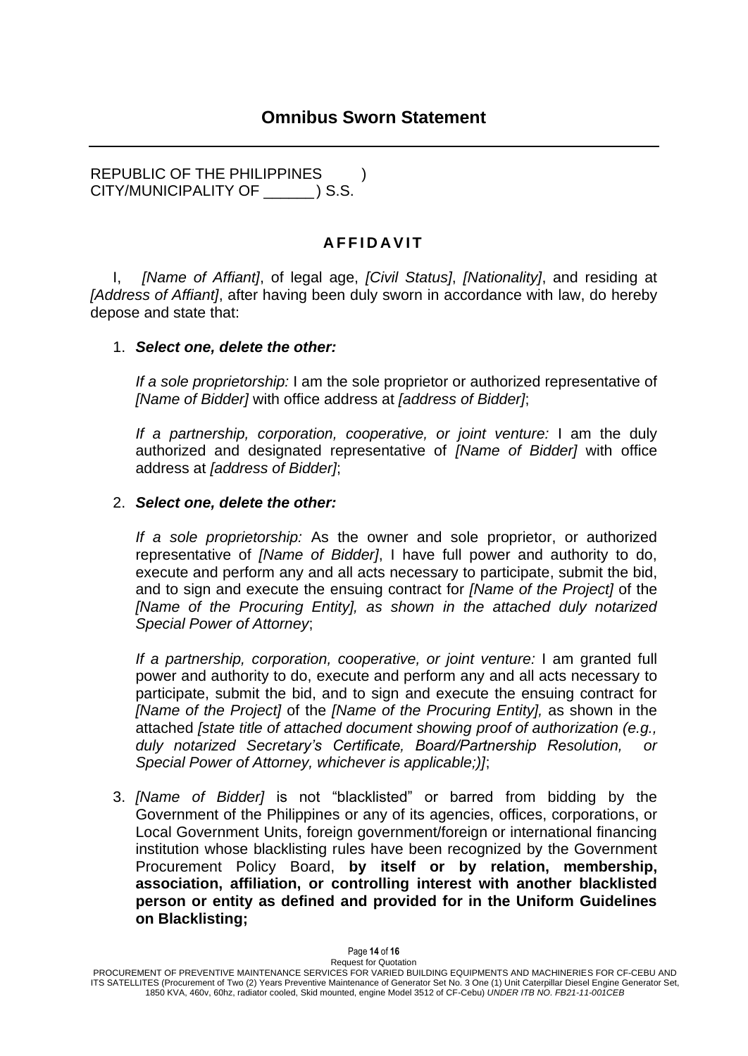# Omnibus Sworn Statement

REPUBLIC OF THE PHILIPPINES )
CITY/MUNICIPALITY OF ______ ) S.S.

## AFFIDAVIT

I, *[Name of Affiant]*, of legal age, *[Civil Status]*, *[Nationality]*, and residing at *[Address of Affiant]*, after having been duly sworn in accordance with law, do hereby depose and state that:

1. ***Select one, delete the other:***

   *If a sole proprietorship:* I am the sole proprietor or authorized representative of *[Name of Bidder]* with office address at *[address of Bidder]*;

   *If a partnership, corporation, cooperative, or joint venture:* I am the duly authorized and designated representative of *[Name of Bidder]* with office address at *[address of Bidder]*;

2. ***Select one, delete the other:***

   *If a sole proprietorship:* As the owner and sole proprietor, or authorized representative of *[Name of Bidder]*, I have full power and authority to do, execute and perform any and all acts necessary to participate, submit the bid, and to sign and execute the ensuing contract for *[Name of the Project]* of the *[Name of the Procuring Entity], as shown in the attached duly notarized Special Power of Attorney*;

   *If a partnership, corporation, cooperative, or joint venture:* I am granted full power and authority to do, execute and perform any and all acts necessary to participate, submit the bid, and to sign and execute the ensuing contract for *[Name of the Project]* of the *[Name of the Procuring Entity],* as shown in the attached *[state title of attached document showing proof of authorization (e.g., duly notarized Secretary's Certificate, Board/Partnership Resolution, or Special Power of Attorney, whichever is applicable;)]*;

3. *[Name of Bidder]* is not "blacklisted" or barred from bidding by the Government of the Philippines or any of its agencies, offices, corporations, or Local Government Units, foreign government/foreign or international financing institution whose blacklisting rules have been recognized by the Government Procurement Policy Board, **by itself or by relation, membership, association, affiliation, or controlling interest with another blacklisted person or entity as defined and provided for in the Uniform Guidelines on Blacklisting;**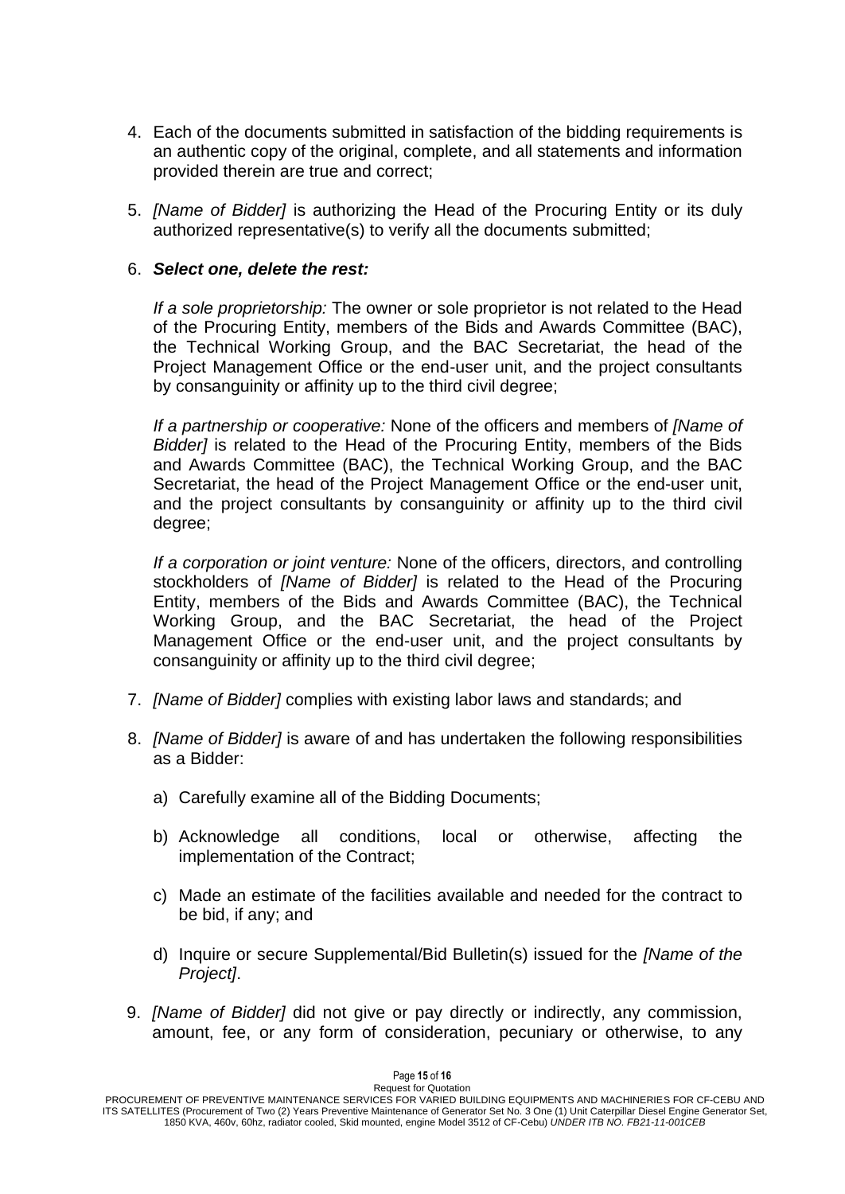4. Each of the documents submitted in satisfaction of the bidding requirements is an authentic copy of the original, complete, and all statements and information provided therein are true and correct;

5. *[Name of Bidder]* is authorizing the Head of the Procuring Entity or its duly authorized representative(s) to verify all the documents submitted;

6. ***Select one, delete the rest:***

   *If a sole proprietorship:* The owner or sole proprietor is not related to the Head of the Procuring Entity, members of the Bids and Awards Committee (BAC), the Technical Working Group, and the BAC Secretariat, the head of the Project Management Office or the end-user unit, and the project consultants by consanguinity or affinity up to the third civil degree;

   *If a partnership or cooperative:* None of the officers and members of *[Name of Bidder]* is related to the Head of the Procuring Entity, members of the Bids and Awards Committee (BAC), the Technical Working Group, and the BAC Secretariat, the head of the Project Management Office or the end-user unit, and the project consultants by consanguinity or affinity up to the third civil degree;

   *If a corporation or joint venture:* None of the officers, directors, and controlling stockholders of *[Name of Bidder]* is related to the Head of the Procuring Entity, members of the Bids and Awards Committee (BAC), the Technical Working Group, and the BAC Secretariat, the head of the Project Management Office or the end-user unit, and the project consultants by consanguinity or affinity up to the third civil degree;

7. *[Name of Bidder]* complies with existing labor laws and standards; and

8. *[Name of Bidder]* is aware of and has undertaken the following responsibilities as a Bidder:

   a) Carefully examine all of the Bidding Documents;

   b) Acknowledge all conditions, local or otherwise, affecting the implementation of the Contract;

   c) Made an estimate of the facilities available and needed for the contract to be bid, if any; and

   d) Inquire or secure Supplemental/Bid Bulletin(s) issued for the *[Name of the Project]*.

9. *[Name of Bidder]* did not give or pay directly or indirectly, any commission, amount, fee, or any form of consideration, pecuniary or otherwise, to any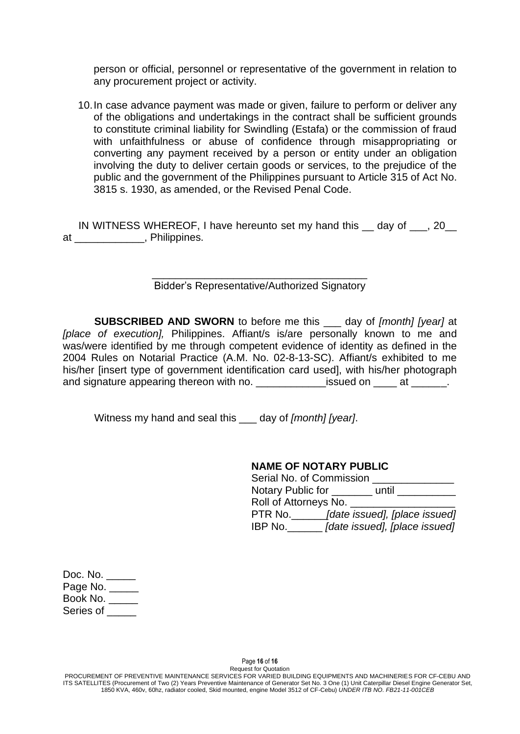person or official, personnel or representative of the government in relation to any procurement project or activity.

10. In case advance payment was made or given, failure to perform or deliver any of the obligations and undertakings in the contract shall be sufficient grounds to constitute criminal liability for Swindling (Estafa) or the commission of fraud with unfaithfulness or abuse of confidence through misappropriating or converting any payment received by a person or entity under an obligation involving the duty to deliver certain goods or services, to the prejudice of the public and the government of the Philippines pursuant to Article 315 of Act No. 3815 s. 1930, as amended, or the Revised Penal Code.

IN WITNESS WHEREOF, I have hereunto set my hand this __ day of ___, 20__ at ____________, Philippines.

_____________________________________
Bidder's Representative/Authorized Signatory

**SUBSCRIBED AND SWORN** to before me this ___ day of *[month] [year]* at *[place of execution],* Philippines. Affiant/s is/are personally known to me and was/were identified by me through competent evidence of identity as defined in the 2004 Rules on Notarial Practice (A.M. No. 02-8-13-SC). Affiant/s exhibited to me his/her [insert type of government identification card used], with his/her photograph and signature appearing thereon with no. ____________issued on ____ at ______.

Witness my hand and seal this ___ day of *[month] [year]*.

**NAME OF NOTARY PUBLIC**
Serial No. of Commission ______________
Notary Public for _______ until __________
Roll of Attorneys No. __________________
PTR No.______*[date issued], [place issued]*
IBP No.______ *[date issued], [place issued]*

Doc. No. _____
Page No. _____
Book No. _____
Series of _____